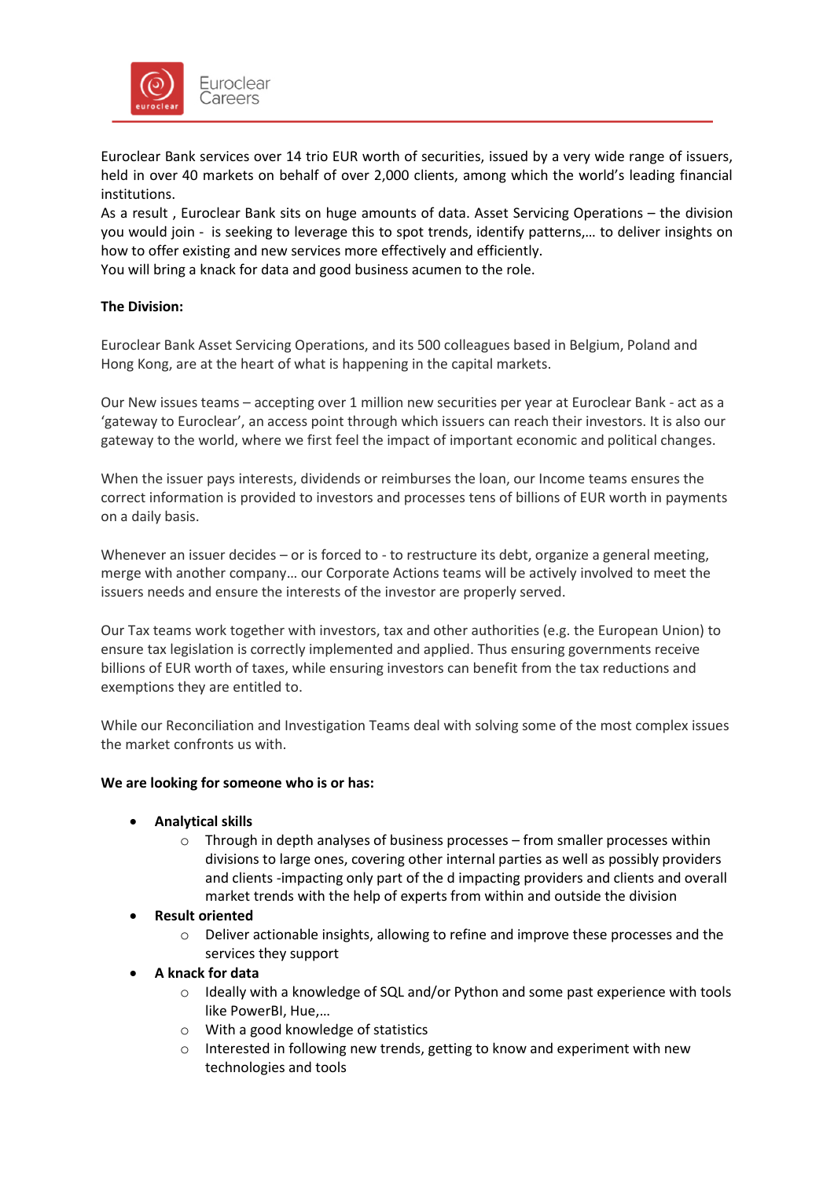Euroclear Careers

Euroclear Bank services over 14 trio EUR worth of securities, issued by a very wide range of issuers, held in over 40 markets on behalf of over 2,000 clients, among which the world's leading financial institutions.
As a result , Euroclear Bank sits on huge amounts of data. Asset Servicing Operations – the division you would join - is seeking to leverage this to spot trends, identify patterns,… to deliver insights on how to offer existing and new services more effectively and efficiently.
You will bring a knack for data and good business acumen to the role.

**The Division:**

Euroclear Bank Asset Servicing Operations, and its 500 colleagues based in Belgium, Poland and Hong Kong, are at the heart of what is happening in the capital markets.

Our New issues teams – accepting over 1 million new securities per year at Euroclear Bank - act as a 'gateway to Euroclear', an access point through which issuers can reach their investors. It is also our gateway to the world, where we first feel the impact of important economic and political changes.

When the issuer pays interests, dividends or reimburses the loan, our Income teams ensures the correct information is provided to investors and processes tens of billions of EUR worth in payments on a daily basis.

Whenever an issuer decides – or is forced to - to restructure its debt, organize a general meeting, merge with another company… our Corporate Actions teams will be actively involved to meet the issuers needs and ensure the interests of the investor are properly served.

Our Tax teams work together with investors, tax and other authorities (e.g. the European Union) to ensure tax legislation is correctly implemented and applied. Thus ensuring governments receive billions of EUR worth of taxes, while ensuring investors can benefit from the tax reductions and exemptions they are entitled to.

While our Reconciliation and Investigation Teams deal with solving some of the most complex issues the market confronts us with.

**We are looking for someone who is or has:**

- **Analytical skills**
  - Through in depth analyses of business processes – from smaller processes within divisions to large ones, covering other internal parties as well as possibly providers and clients -impacting only part of the d impacting providers and clients and overall market trends with the help of experts from within and outside the division
- **Result oriented**
  - Deliver actionable insights, allowing to refine and improve these processes and the services they support
- **A knack for data**
  - Ideally with a knowledge of SQL and/or Python and some past experience with tools like PowerBI, Hue,…
  - With a good knowledge of statistics
  - Interested in following new trends, getting to know and experiment with new technologies and tools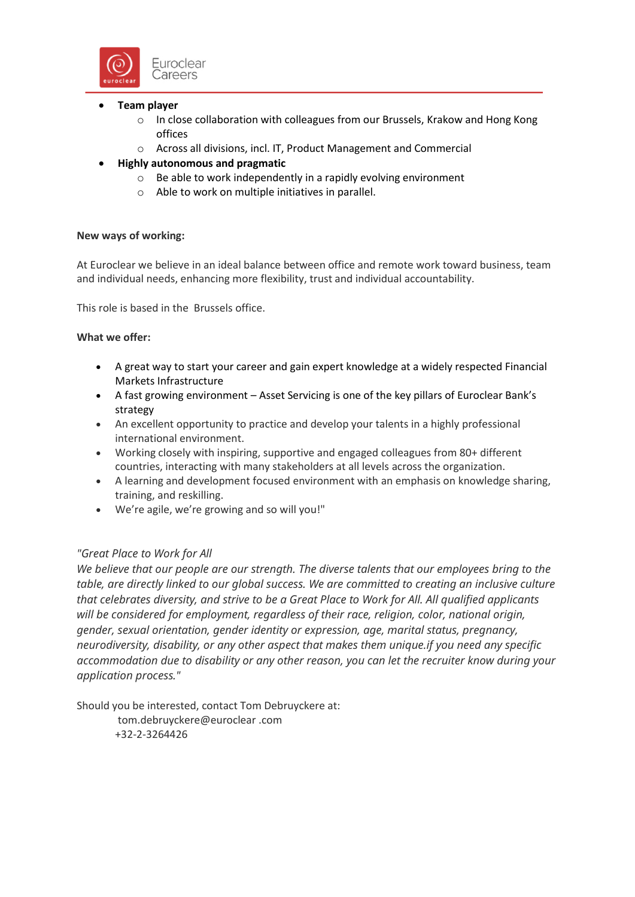- **Team player**
  - In close collaboration with colleagues from our Brussels, Krakow and Hong Kong offices
  - Across all divisions, incl. IT, Product Management and Commercial
- **Highly autonomous and pragmatic**
  - Be able to work independently in a rapidly evolving environment
  - Able to work on multiple initiatives in parallel.

**New ways of working:**

At Euroclear we believe in an ideal balance between office and remote work toward business, team and individual needs, enhancing more flexibility, trust and individual accountability.

This role is based in the  Brussels office.

**What we offer:**

- A great way to start your career and gain expert knowledge at a widely respected Financial Markets Infrastructure
- A fast growing environment – Asset Servicing is one of the key pillars of Euroclear Bank's strategy
- An excellent opportunity to practice and develop your talents in a highly professional international environment.
- Working closely with inspiring, supportive and engaged colleagues from 80+ different countries, interacting with many stakeholders at all levels across the organization.
- A learning and development focused environment with an emphasis on knowledge sharing, training, and reskilling.
- We're agile, we're growing and so will you!"

*"Great Place to Work for All*
*We believe that our people are our strength. The diverse talents that our employees bring to the table, are directly linked to our global success. We are committed to creating an inclusive culture that celebrates diversity, and strive to be a Great Place to Work for All. All qualified applicants will be considered for employment, regardless of their race, religion, color, national origin, gender, sexual orientation, gender identity or expression, age, marital status, pregnancy, neurodiversity, disability, or any other aspect that makes them unique.if you need any specific accommodation due to disability or any other reason, you can let the recruiter know during your application process."*

Should you be interested, contact Tom Debruyckere at:
tom.debruyckere@euroclear .com
+32-2-3264426